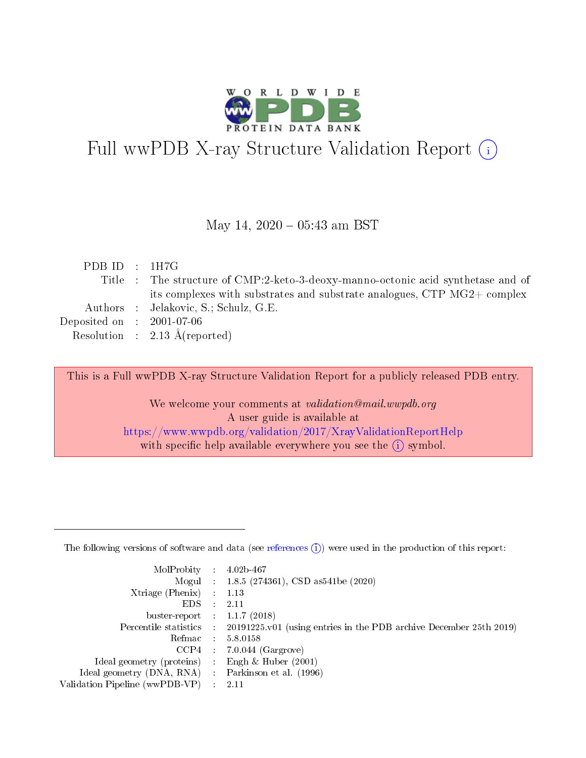# Full wwPDB X-ray Structure Validation Report (i)

May 14, 2020 – 05:43 am BST

| | | |
|---|---|---|
| PDB ID | : | 1H7G |
| Title | : | The structure of CMP:2-keto-3-deoxy-manno-octonic acid synthetase and of its complexes with substrates and substrate analogues, CTP MG2+ complex |
| Authors | : | Jelakovic, S.; Schulz, G.E. |
| Deposited on | : | 2001-07-06 |
| Resolution | : | 2.13 Å(reported) |

This is a Full wwPDB X-ray Structure Validation Report for a publicly released PDB entry.

We welcome your comments at *validation@mail.wwpdb.org*
A user guide is available at
https://www.wwpdb.org/validation/2017/XrayValidationReportHelp
with specific help available everywhere you see the (i) symbol.

---

The following versions of software and data (see references (i)) were used in the production of this report:

| | | |
|---|---|---|
| MolProbity | : | 4.02b-467 |
| Mogul | : | 1.8.5 (274361), CSD as541be (2020) |
| Xtriage (Phenix) | : | 1.13 |
| EDS | : | 2.11 |
| buster-report | : | 1.1.7 (2018) |
| Percentile statistics | : | 20191225.v01 (using entries in the PDB archive December 25th 2019) |
| Refmac | : | 5.8.0158 |
| CCP4 | : | 7.0.044 (Gargrove) |
| Ideal geometry (proteins) | : | Engh & Huber (2001) |
| Ideal geometry (DNA, RNA) | : | Parkinson et al. (1996) |
| Validation Pipeline (wwPDB-VP) | : | 2.11 |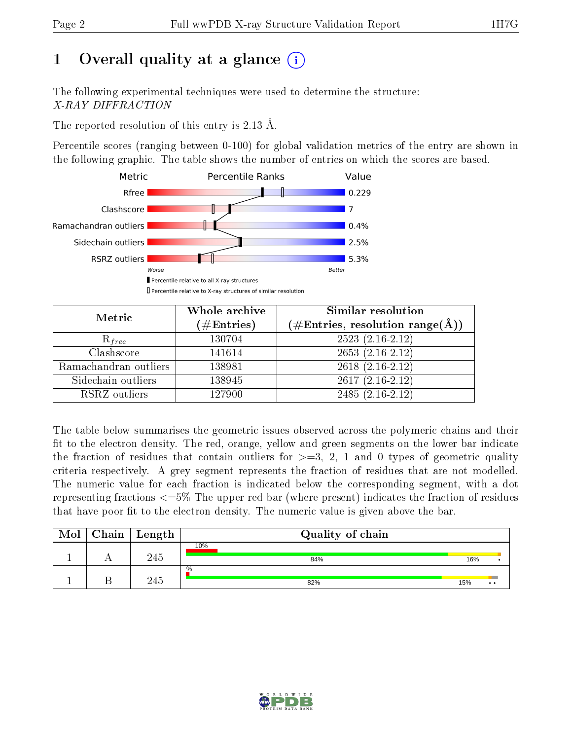# 1 Overall quality at a glance (i)

The following experimental techniques were used to determine the structure:
*X-RAY DIFFRACTION*

The reported resolution of this entry is 2.13 Å.

Percentile scores (ranging between 0-100) for global validation metrics of the entry are shown in the following graphic. The table shows the number of entries on which the scores are based.

| Metric | Value |
|---|---|
| Rfree | 0.229 |
| Clashscore | 7 |
| Ramachandran outliers | 0.4% |
| Sidechain outliers | 2.5% |
| RSRZ outliers | 5.3% |

| Metric | Whole archive (#Entries) | Similar resolution (#Entries, resolution range(Å)) |
|---|---|---|
| $R_{free}$ | 130704 | 2523 (2.16-2.12) |
| Clashscore | 141614 | 2653 (2.16-2.12) |
| Ramachandran outliers | 138981 | 2618 (2.16-2.12) |
| Sidechain outliers | 138945 | 2617 (2.16-2.12) |
| RSRZ outliers | 127900 | 2485 (2.16-2.12) |

The table below summarises the geometric issues observed across the polymeric chains and their fit to the electron density. The red, orange, yellow and green segments on the lower bar indicate the fraction of residues that contain outliers for >=3, 2, 1 and 0 types of geometric quality criteria respectively. A grey segment represents the fraction of residues that are not modelled. The numeric value for each fraction is indicated below the corresponding segment, with a dot representing fractions <=5% The upper red bar (where present) indicates the fraction of residues that have poor fit to the electron density. The numeric value is given above the bar.

| Mol | Chain | Length | Quality of chain |
|---|---|---|---|
| 1 | A | 245 | 10%; 84%, 16%, • |
| 1 | B | 245 | %; 82%, 15%, • • |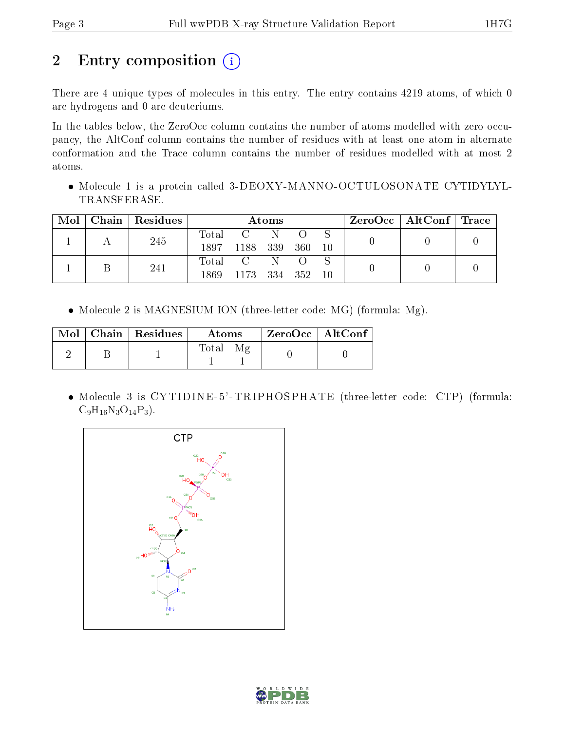# 2 Entry composition (i)

There are 4 unique types of molecules in this entry. The entry contains 4219 atoms, of which 0 are hydrogens and 0 are deuteriums.

In the tables below, the ZeroOcc column contains the number of atoms modelled with zero occupancy, the AltConf column contains the number of residues with at least one atom in alternate conformation and the Trace column contains the number of residues modelled with at most 2 atoms.

- Molecule 1 is a protein called 3-DEOXY-MANNO-OCTULOSONATE CYTIDYLYLTRANSFERASE.

| Mol | Chain | Residues | Atoms | | | | | ZeroOcc | AltConf | Trace |
|---|---|---|---|---|---|---|---|---|---|---|
| 1 | A | 245 | Total 1897 | C 1188 | N 339 | O 360 | S 10 | 0 | 0 | 0 |
| 1 | B | 241 | Total 1869 | C 1173 | N 334 | O 352 | S 10 | 0 | 0 | 0 |

- Molecule 2 is MAGNESIUM ION (three-letter code: MG) (formula: Mg).

| Mol | Chain | Residues | Atoms | | ZeroOcc | AltConf |
|---|---|---|---|---|---|---|
| 2 | B | 1 | Total 1 | Mg 1 | 0 | 0 |

- Molecule 3 is CYTIDINE-5'-TRIPHOSPHATE (three-letter code: CTP) (formula: $C_9H_{16}N_3O_{14}P_3$).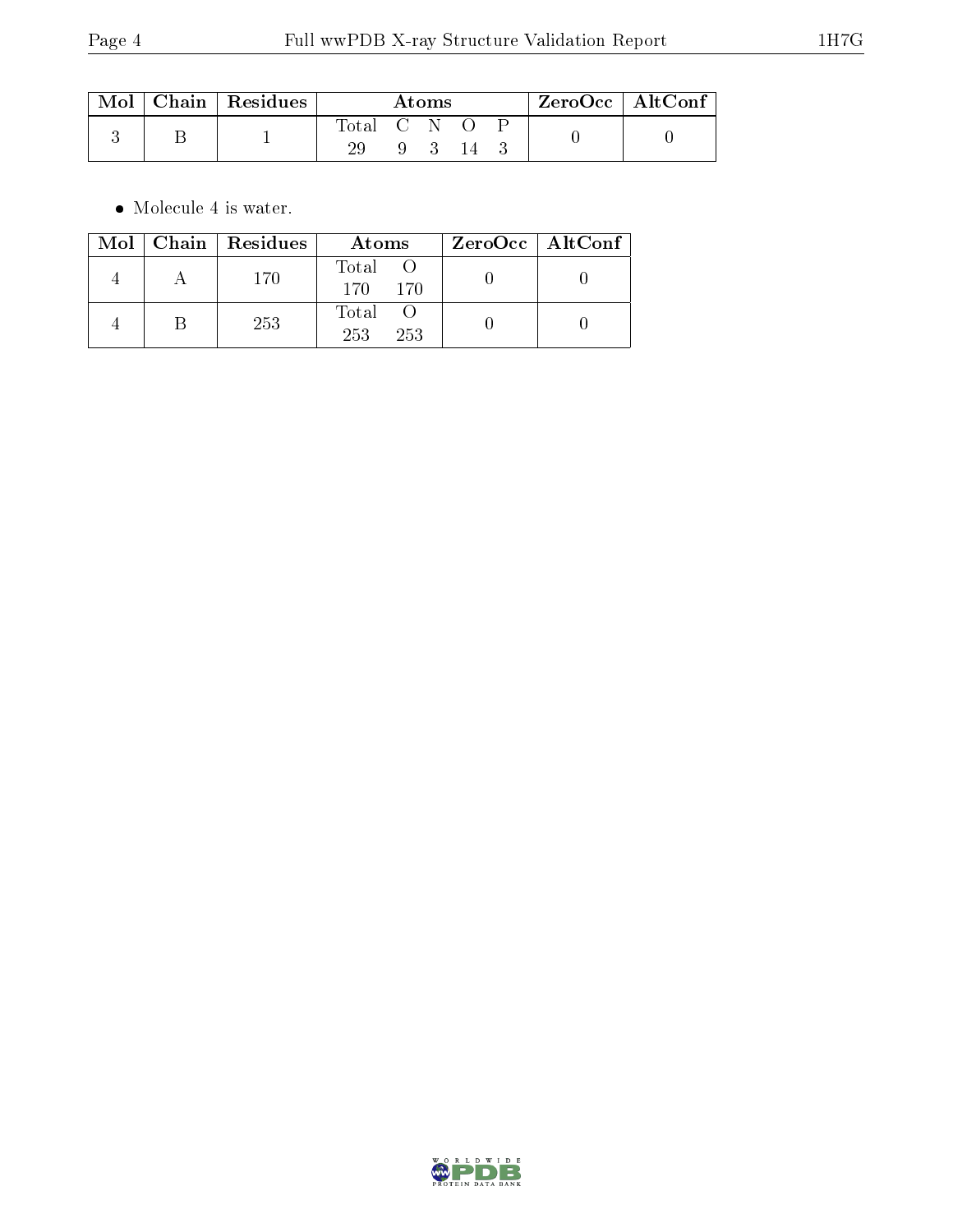| Mol | Chain | Residues | Atoms | | | | | ZeroOcc | AltConf |
|---|---|---|---|---|---|---|---|---|---|
| | | | Total | C | N | O | P | | |
| 3 | B | 1 | 29 | 9 | 3 | 14 | 3 | 0 | 0 |

- Molecule 4 is water.

| Mol | Chain | Residues | Atoms | | ZeroOcc | AltConf |
|---|---|---|---|---|---|---|
| | | | Total | O | | |
| 4 | A | 170 | 170 | 170 | 0 | 0 |
| 4 | B | 253 | 253 | 253 | 0 | 0 |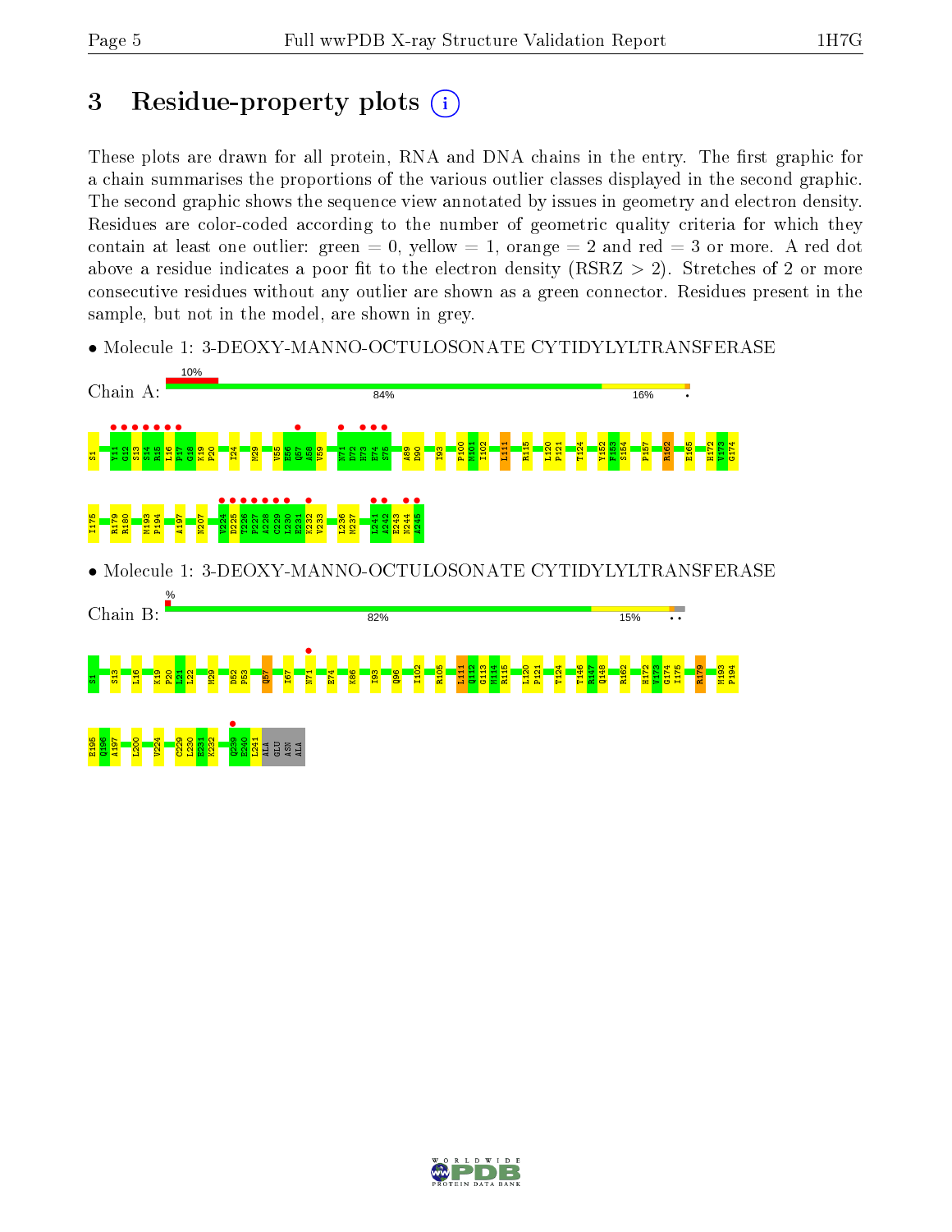# 3 Residue-property plots

These plots are drawn for all protein, RNA and DNA chains in the entry. The first graphic for a chain summarises the proportions of the various outlier classes displayed in the second graphic. The second graphic shows the sequence view annotated by issues in geometry and electron density. Residues are color-coded according to the number of geometric quality criteria for which they contain at least one outlier: green = 0, yellow = 1, orange = 2 and red = 3 or more. A red dot above a residue indicates a poor fit to the electron density (RSRZ > 2). Stretches of 2 or more consecutive residues without any outlier are shown as a green connector. Residues present in the sample, but not in the model, are shown in grey.

- Molecule 1: 3-DEOXY-MANNO-OCTULOSONATE CYTIDYLYLTRANSFERASE

Chain A: 10% | 84% | 16% | •

S1 Y11 G12 S13 S14 R15 L16 P17 G18 K19 P20 I24 M29 V55 E56 Q57 A58 V59 N71 D72 H73 E74 S75 A89 D90 I93 P100 M101 I102 I111 R115 L120 P121 T124 Y152 F153 S154 P157 R162 E165 H172 V173 G174 I175 R179 R180 M193 P194 A197 N207 V224 D225 T226 P227 A228 C229 L230 E231 K232 V233 L236 M237 L241 A242 E243 N244 A245

- Molecule 1: 3-DEOXY-MANNO-OCTULOSONATE CYTIDYLYLTRANSFERASE

Chain B: % | 82% | 15% | • •

S1 S13 L16 K19 P20 L21 L22 M29 D52 P53 Q57 I67 N71 E74 K86 I93 Q96 I102 R105 L111 Q112 G113 M114 R115 L120 P121 T124 T146 R147 Q148 R162 H172 V173 G174 I175 R179 M193 P194 E195 Q196 A197 L200 V224 C229 L230 E231 K232 Q239 E240 L241 ALA GLU ASN ALA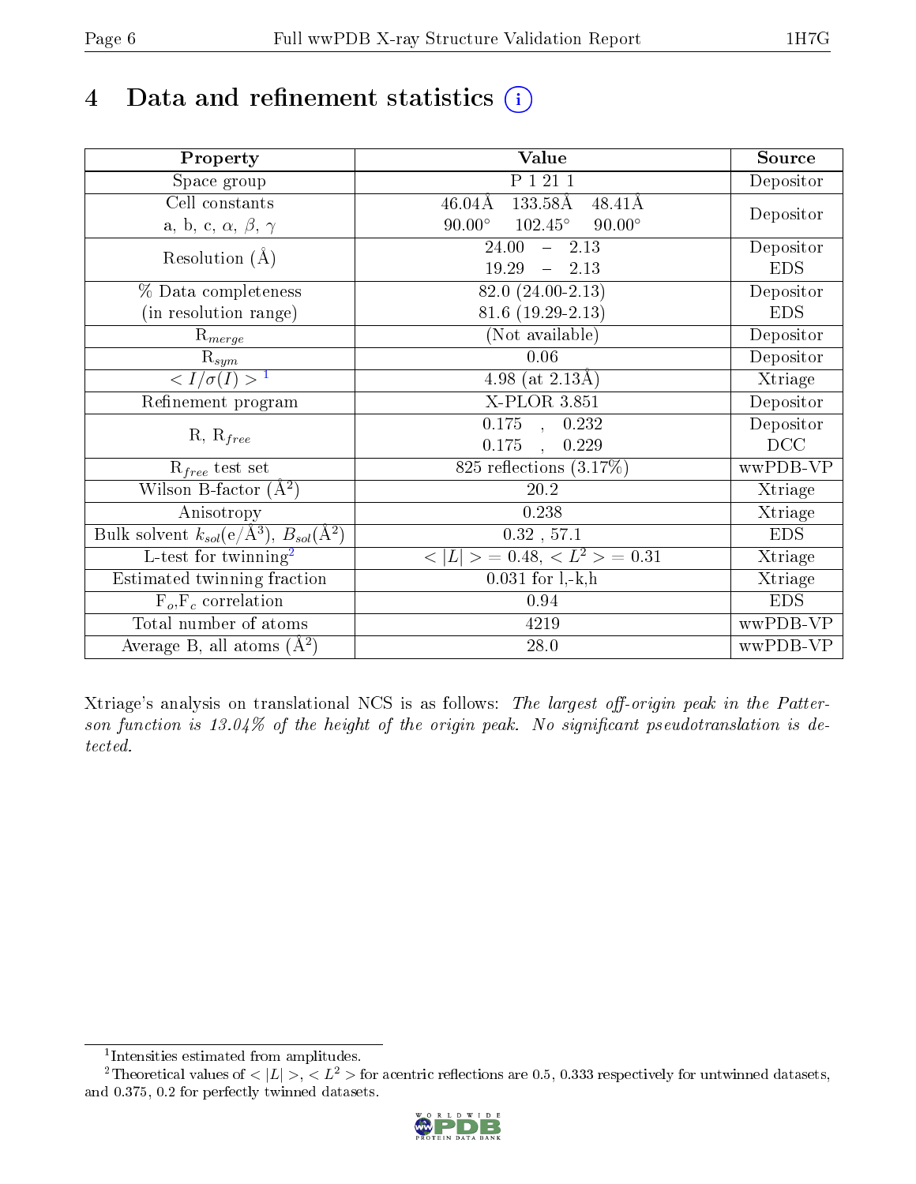# 4 Data and refinement statistics (i)

| Property | Value | Source |
|---|---|---|
| Space group | P 1 21 1 | Depositor |
| Cell constants<br>a, b, c, $\alpha$, $\beta$, $\gamma$ | 46.04Å 133.58Å 48.41Å<br>90.00° 102.45° 90.00° | Depositor |
| Resolution (Å) | 24.00 – 2.13<br>19.29 – 2.13 | Depositor<br>EDS |
| % Data completeness<br>(in resolution range) | 82.0 (24.00-2.13)<br>81.6 (19.29-2.13) | Depositor<br>EDS |
| $R_{merge}$ | (Not available) | Depositor |
| $R_{sym}$ | 0.06 | Depositor |
| $< I/\sigma(I) >$ [1] | 4.98 (at 2.13Å) | Xtriage |
| Refinement program | X-PLOR 3.851 | Depositor |
| R, $R_{free}$ | 0.175 , 0.232<br>0.175 , 0.229 | Depositor<br>DCC |
| $R_{free}$ test set | 825 reflections (3.17%) | wwPDB-VP |
| Wilson B-factor (Å$^2$) | 20.2 | Xtriage |
| Anisotropy | 0.238 | Xtriage |
| Bulk solvent $k_{sol}$(e/Å$^3$), $B_{sol}$(Å$^2$) | 0.32 , 57.1 | EDS |
| L-test for twinning[2] | $< \|L\| >$ = 0.48, $< L^2 >$ = 0.31 | Xtriage |
| Estimated twinning fraction | 0.031 for l,-k,h | Xtriage |
| $F_o$,$F_c$ correlation | 0.94 | EDS |
| Total number of atoms | 4219 | wwPDB-VP |
| Average B, all atoms (Å$^2$) | 28.0 | wwPDB-VP |

Xtriage's analysis on translational NCS is as follows: *The largest off-origin peak in the Patterson function is 13.04% of the height of the origin peak. No significant pseudotranslation is detected.*

[1] Intensities estimated from amplitudes.

[2] Theoretical values of $< |L| >$, $< L^2 >$ for acentric reflections are 0.5, 0.333 respectively for untwinned datasets, and 0.375, 0.2 for perfectly twinned datasets.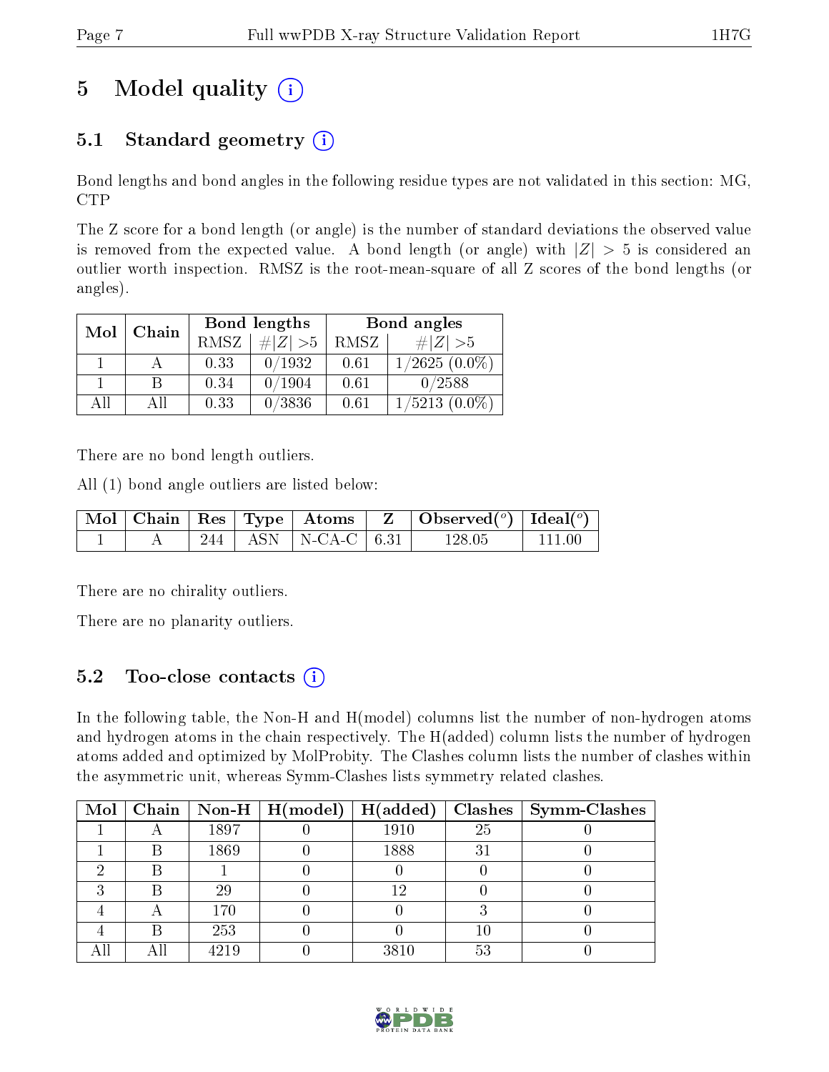# 5 Model quality

## 5.1 Standard geometry

Bond lengths and bond angles in the following residue types are not validated in this section: MG, CTP

The Z score for a bond length (or angle) is the number of standard deviations the observed value is removed from the expected value. A bond length (or angle) with $|Z| > 5$ is considered an outlier worth inspection. RMSZ is the root-mean-square of all Z scores of the bond lengths (or angles).

| Mol | Chain | Bond lengths | | Bond angles | |
|---|---|---|---|---|---|
| | | RMSZ | #$\|Z\|$ >5 | RMSZ | #$\|Z\|$ >5 |
| 1 | A | 0.33 | 0/1932 | 0.61 | 1/2625 (0.0%) |
| 1 | B | 0.34 | 0/1904 | 0.61 | 0/2588 |
| All | All | 0.33 | 0/3836 | 0.61 | 1/5213 (0.0%) |

There are no bond length outliers.

All (1) bond angle outliers are listed below:

| Mol | Chain | Res | Type | Atoms | Z | Observed(°) | Ideal(°) |
|---|---|---|---|---|---|---|---|
| 1 | A | 244 | ASN | N-CA-C | 6.31 | 128.05 | 111.00 |

There are no chirality outliers.

There are no planarity outliers.

## 5.2 Too-close contacts

In the following table, the Non-H and H(model) columns list the number of non-hydrogen atoms and hydrogen atoms in the chain respectively. The H(added) column lists the number of hydrogen atoms added and optimized by MolProbity. The Clashes column lists the number of clashes within the asymmetric unit, whereas Symm-Clashes lists symmetry related clashes.

| Mol | Chain | Non-H | H(model) | H(added) | Clashes | Symm-Clashes |
|---|---|---|---|---|---|---|
| 1 | A | 1897 | 0 | 1910 | 25 | 0 |
| 1 | B | 1869 | 0 | 1888 | 31 | 0 |
| 2 | B | 1 | 0 | 0 | 0 | 0 |
| 3 | B | 29 | 0 | 12 | 0 | 0 |
| 4 | A | 170 | 0 | 0 | 3 | 0 |
| 4 | B | 253 | 0 | 0 | 10 | 0 |
| All | All | 4219 | 0 | 3810 | 53 | 0 |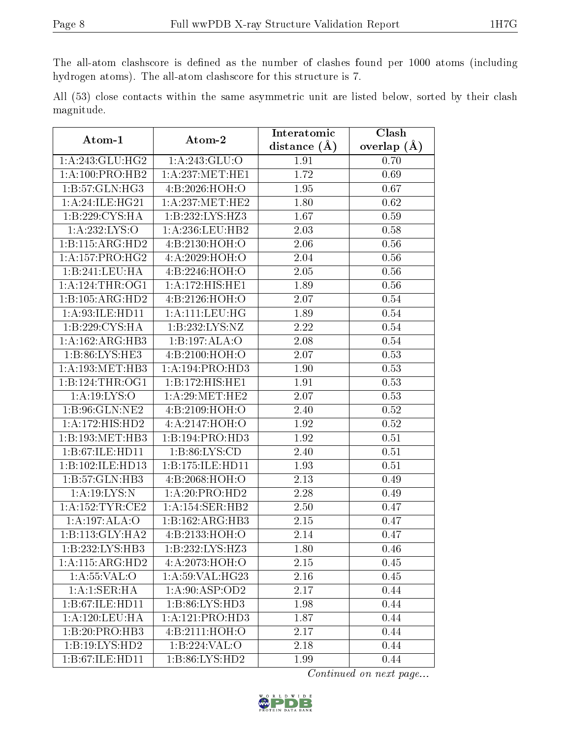The all-atom clashscore is defined as the number of clashes found per 1000 atoms (including hydrogen atoms). The all-atom clashscore for this structure is 7.

All (53) close contacts within the same asymmetric unit are listed below, sorted by their clash magnitude.

| Atom-1 | Atom-2 | Interatomic distance (Å) | Clash overlap (Å) |
|---|---|---|---|
| 1:A:243:GLU:HG2 | 1:A:243:GLU:O | 1.91 | 0.70 |
| 1:A:100:PRO:HB2 | 1:A:237:MET:HE1 | 1.72 | 0.69 |
| 1:B:57:GLN:HG3 | 4:B:2026:HOH:O | 1.95 | 0.67 |
| 1:A:24:ILE:HG21 | 1:A:237:MET:HE2 | 1.80 | 0.62 |
| 1:B:229:CYS:HA | 1:B:232:LYS:HZ3 | 1.67 | 0.59 |
| 1:A:232:LYS:O | 1:A:236:LEU:HB2 | 2.03 | 0.58 |
| 1:B:115:ARG:HD2 | 4:B:2130:HOH:O | 2.06 | 0.56 |
| 1:A:157:PRO:HG2 | 4:A:2029:HOH:O | 2.04 | 0.56 |
| 1:B:241:LEU:HA | 4:B:2246:HOH:O | 2.05 | 0.56 |
| 1:A:124:THR:OG1 | 1:A:172:HIS:HE1 | 1.89 | 0.56 |
| 1:B:105:ARG:HD2 | 4:B:2126:HOH:O | 2.07 | 0.54 |
| 1:A:93:ILE:HD11 | 1:A:111:LEU:HG | 1.89 | 0.54 |
| 1:B:229:CYS:HA | 1:B:232:LYS:NZ | 2.22 | 0.54 |
| 1:A:162:ARG:HB3 | 1:B:197:ALA:O | 2.08 | 0.54 |
| 1:B:86:LYS:HE3 | 4:B:2100:HOH:O | 2.07 | 0.53 |
| 1:A:193:MET:HB3 | 1:A:194:PRO:HD3 | 1.90 | 0.53 |
| 1:B:124:THR:OG1 | 1:B:172:HIS:HE1 | 1.91 | 0.53 |
| 1:A:19:LYS:O | 1:A:29:MET:HE2 | 2.07 | 0.53 |
| 1:B:96:GLN:NE2 | 4:B:2109:HOH:O | 2.40 | 0.52 |
| 1:A:172:HIS:HD2 | 4:A:2147:HOH:O | 1.92 | 0.52 |
| 1:B:193:MET:HB3 | 1:B:194:PRO:HD3 | 1.92 | 0.51 |
| 1:B:67:ILE:HD11 | 1:B:86:LYS:CD | 2.40 | 0.51 |
| 1:B:102:ILE:HD13 | 1:B:175:ILE:HD11 | 1.93 | 0.51 |
| 1:B:57:GLN:HB3 | 4:B:2068:HOH:O | 2.13 | 0.49 |
| 1:A:19:LYS:N | 1:A:20:PRO:HD2 | 2.28 | 0.49 |
| 1:A:152:TYR:CE2 | 1:A:154:SER:HB2 | 2.50 | 0.47 |
| 1:A:197:ALA:O | 1:B:162:ARG:HB3 | 2.15 | 0.47 |
| 1:B:113:GLY:HA2 | 4:B:2133:HOH:O | 2.14 | 0.47 |
| 1:B:232:LYS:HB3 | 1:B:232:LYS:HZ3 | 1.80 | 0.46 |
| 1:A:115:ARG:HD2 | 4:A:2073:HOH:O | 2.15 | 0.45 |
| 1:A:55:VAL:O | 1:A:59:VAL:HG23 | 2.16 | 0.45 |
| 1:A:1:SER:HA | 1:A:90:ASP:OD2 | 2.17 | 0.44 |
| 1:B:67:ILE:HD11 | 1:B:86:LYS:HD3 | 1.98 | 0.44 |
| 1:A:120:LEU:HA | 1:A:121:PRO:HD3 | 1.87 | 0.44 |
| 1:B:20:PRO:HB3 | 4:B:2111:HOH:O | 2.17 | 0.44 |
| 1:B:19:LYS:HD2 | 1:B:224:VAL:O | 2.18 | 0.44 |
| 1:B:67:ILE:HD11 | 1:B:86:LYS:HD2 | 1.99 | 0.44 |

*Continued on next page...*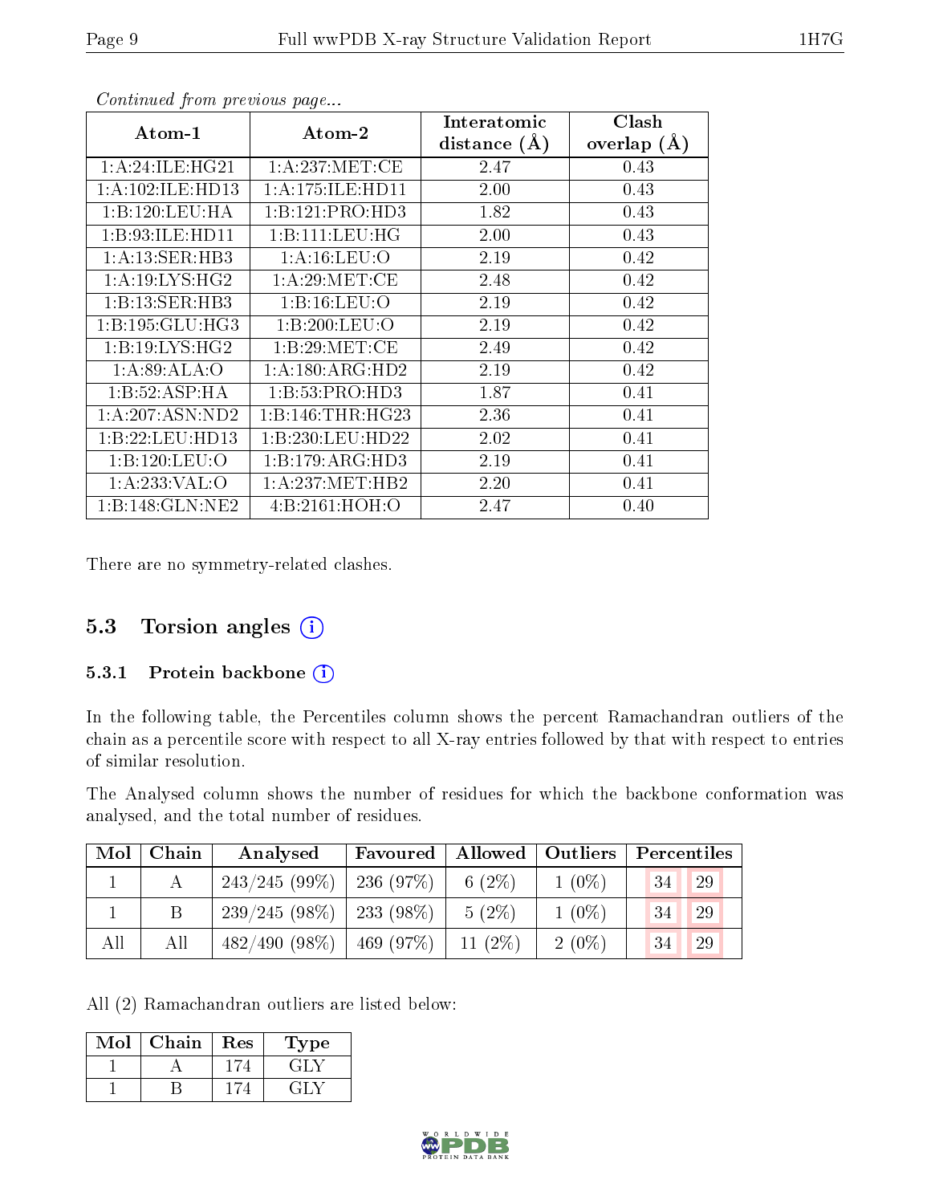*Continued from previous page...*

| Atom-1 | Atom-2 | Interatomic distance (Å) | Clash overlap (Å) |
|---|---|---|---|
| 1:A:24:ILE:HG21 | 1:A:237:MET:CE | 2.47 | 0.43 |
| 1:A:102:ILE:HD13 | 1:A:175:ILE:HD11 | 2.00 | 0.43 |
| 1:B:120:LEU:HA | 1:B:121:PRO:HD3 | 1.82 | 0.43 |
| 1:B:93:ILE:HD11 | 1:B:111:LEU:HG | 2.00 | 0.43 |
| 1:A:13:SER:HB3 | 1:A:16:LEU:O | 2.19 | 0.42 |
| 1:A:19:LYS:HG2 | 1:A:29:MET:CE | 2.48 | 0.42 |
| 1:B:13:SER:HB3 | 1:B:16:LEU:O | 2.19 | 0.42 |
| 1:B:195:GLU:HG3 | 1:B:200:LEU:O | 2.19 | 0.42 |
| 1:B:19:LYS:HG2 | 1:B:29:MET:CE | 2.49 | 0.42 |
| 1:A:89:ALA:O | 1:A:180:ARG:HD2 | 2.19 | 0.42 |
| 1:B:52:ASP:HA | 1:B:53:PRO:HD3 | 1.87 | 0.41 |
| 1:A:207:ASN:ND2 | 1:B:146:THR:HG23 | 2.36 | 0.41 |
| 1:B:22:LEU:HD13 | 1:B:230:LEU:HD22 | 2.02 | 0.41 |
| 1:B:120:LEU:O | 1:B:179:ARG:HD3 | 2.19 | 0.41 |
| 1:A:233:VAL:O | 1:A:237:MET:HB2 | 2.20 | 0.41 |
| 1:B:148:GLN:NE2 | 4:B:2161:HOH:O | 2.47 | 0.40 |

There are no symmetry-related clashes.

## 5.3 Torsion angles

### 5.3.1 Protein backbone

In the following table, the Percentiles column shows the percent Ramachandran outliers of the chain as a percentile score with respect to all X-ray entries followed by that with respect to entries of similar resolution.

The Analysed column shows the number of residues for which the backbone conformation was analysed, and the total number of residues.

| Mol | Chain | Analysed | Favoured | Allowed | Outliers | Percentiles | |
|---|---|---|---|---|---|---|---|
| 1 | A | 243/245 (99%) | 236 (97%) | 6 (2%) | 1 (0%) | 34 | 29 |
| 1 | B | 239/245 (98%) | 233 (98%) | 5 (2%) | 1 (0%) | 34 | 29 |
| All | All | 482/490 (98%) | 469 (97%) | 11 (2%) | 2 (0%) | 34 | 29 |

All (2) Ramachandran outliers are listed below:

| Mol | Chain | Res | Type |
|---|---|---|---|
| 1 | A | 174 | GLY |
| 1 | B | 174 | GLY |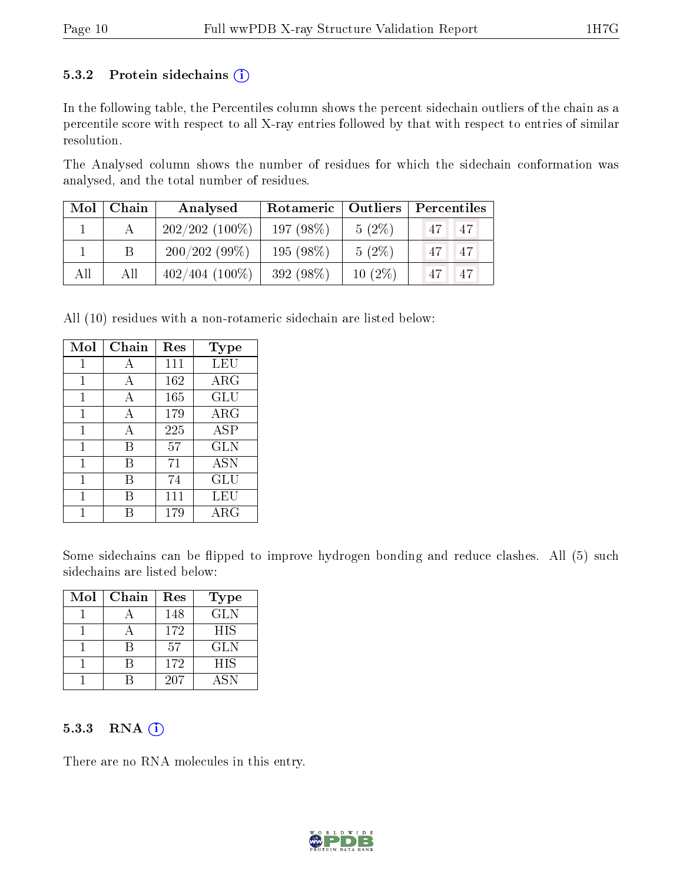### 5.3.2 Protein sidechains ⓘ

In the following table, the Percentiles column shows the percent sidechain outliers of the chain as a percentile score with respect to all X-ray entries followed by that with respect to entries of similar resolution.

The Analysed column shows the number of residues for which the sidechain conformation was analysed, and the total number of residues.

| Mol | Chain | Analysed | Rotameric | Outliers | Percentiles | |
|---|---|---|---|---|---|---|
| 1 | A | 202/202 (100%) | 197 (98%) | 5 (2%) | 47 | 47 |
| 1 | B | 200/202 (99%) | 195 (98%) | 5 (2%) | 47 | 47 |
| All | All | 402/404 (100%) | 392 (98%) | 10 (2%) | 47 | 47 |

All (10) residues with a non-rotameric sidechain are listed below:

| Mol | Chain | Res | Type |
|---|---|---|---|
| 1 | A | 111 | LEU |
| 1 | A | 162 | ARG |
| 1 | A | 165 | GLU |
| 1 | A | 179 | ARG |
| 1 | A | 225 | ASP |
| 1 | B | 57 | GLN |
| 1 | B | 71 | ASN |
| 1 | B | 74 | GLU |
| 1 | B | 111 | LEU |
| 1 | B | 179 | ARG |

Some sidechains can be flipped to improve hydrogen bonding and reduce clashes. All (5) such sidechains are listed below:

| Mol | Chain | Res | Type |
|---|---|---|---|
| 1 | A | 148 | GLN |
| 1 | A | 172 | HIS |
| 1 | B | 57 | GLN |
| 1 | B | 172 | HIS |
| 1 | B | 207 | ASN |

### 5.3.3 RNA ⓘ

There are no RNA molecules in this entry.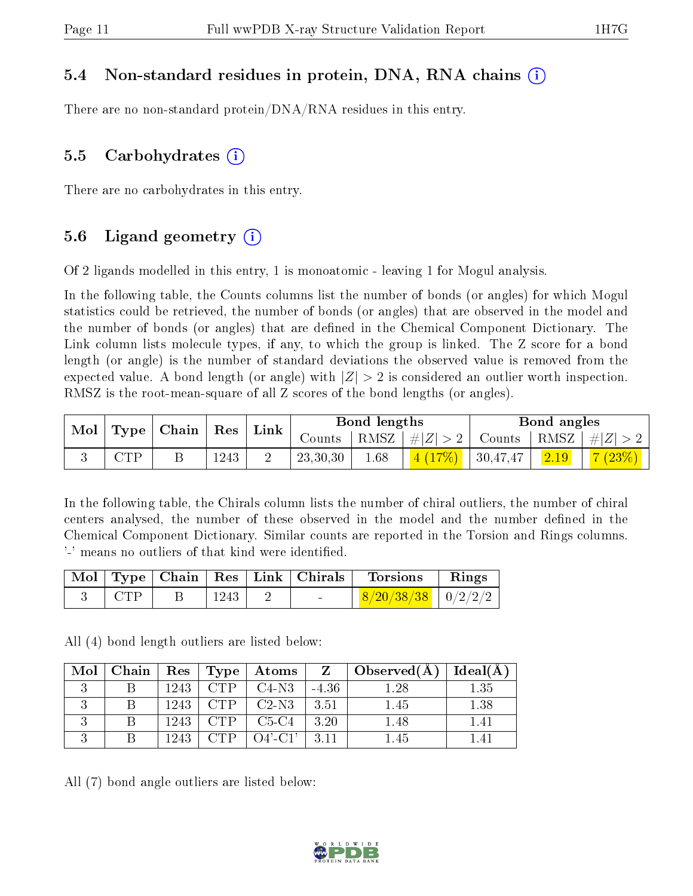### 5.4 Non-standard residues in protein, DNA, RNA chains (i)

There are no non-standard protein/DNA/RNA residues in this entry.

### 5.5 Carbohydrates (i)

There are no carbohydrates in this entry.

### 5.6 Ligand geometry (i)

Of 2 ligands modelled in this entry, 1 is monoatomic - leaving 1 for Mogul analysis.

In the following table, the Counts columns list the number of bonds (or angles) for which Mogul statistics could be retrieved, the number of bonds (or angles) that are observed in the model and the number of bonds (or angles) that are defined in the Chemical Component Dictionary. The Link column lists molecule types, if any, to which the group is linked. The Z score for a bond length (or angle) is the number of standard deviations the observed value is removed from the expected value. A bond length (or angle) with $|Z| > 2$ is considered an outlier worth inspection. RMSZ is the root-mean-square of all Z scores of the bond lengths (or angles).

| Mol | Type | Chain | Res | Link | Bond lengths | | | Bond angles | | |
|---|---|---|---|---|---|---|---|---|---|---|
| | | | | | Counts | RMSZ | $\#\|Z\| > 2$ | Counts | RMSZ | $\#\|Z\| > 2$ |
| 3 | CTP | B | 1243 | 2 | 23,30,30 | 1.68 | 4 (17%) | 30,47,47 | 2.19 | 7 (23%) |

In the following table, the Chirals column lists the number of chiral outliers, the number of chiral centers analysed, the number of these observed in the model and the number defined in the Chemical Component Dictionary. Similar counts are reported in the Torsion and Rings columns. '-' means no outliers of that kind were identified.

| Mol | Type | Chain | Res | Link | Chirals | Torsions | Rings |
|---|---|---|---|---|---|---|---|
| 3 | CTP | B | 1243 | 2 | - | 8/20/38/38 | 0/2/2/2 |

All (4) bond length outliers are listed below:

| Mol | Chain | Res | Type | Atoms | Z | Observed(Å) | Ideal(Å) |
|---|---|---|---|---|---|---|---|
| 3 | B | 1243 | CTP | C4-N3 | -4.36 | 1.28 | 1.35 |
| 3 | B | 1243 | CTP | C2-N3 | 3.51 | 1.45 | 1.38 |
| 3 | B | 1243 | CTP | C5-C4 | 3.20 | 1.48 | 1.41 |
| 3 | B | 1243 | CTP | O4'-C1' | 3.11 | 1.45 | 1.41 |

All (7) bond angle outliers are listed below: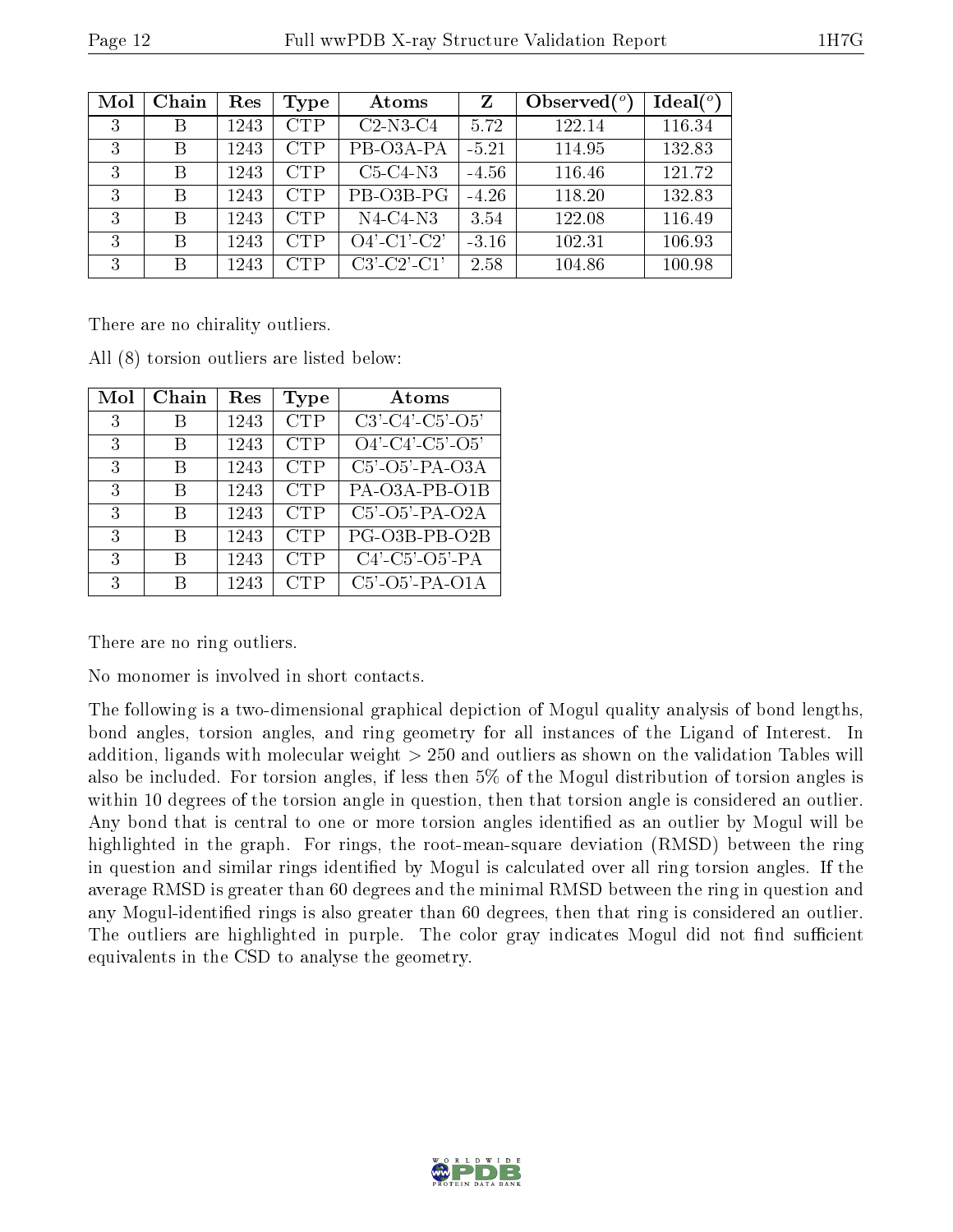| Mol | Chain | Res | Type | Atoms | Z | Observed(°) | Ideal(°) |
|---|---|---|---|---|---|---|---|
| 3 | B | 1243 | CTP | C2-N3-C4 | 5.72 | 122.14 | 116.34 |
| 3 | B | 1243 | CTP | PB-O3A-PA | -5.21 | 114.95 | 132.83 |
| 3 | B | 1243 | CTP | C5-C4-N3 | -4.56 | 116.46 | 121.72 |
| 3 | B | 1243 | CTP | PB-O3B-PG | -4.26 | 118.20 | 132.83 |
| 3 | B | 1243 | CTP | N4-C4-N3 | 3.54 | 122.08 | 116.49 |
| 3 | B | 1243 | CTP | O4'-C1'-C2' | -3.16 | 102.31 | 106.93 |
| 3 | B | 1243 | CTP | C3'-C2'-C1' | 2.58 | 104.86 | 100.98 |

There are no chirality outliers.

All (8) torsion outliers are listed below:

| Mol | Chain | Res | Type | Atoms |
|---|---|---|---|---|
| 3 | B | 1243 | CTP | C3'-C4'-C5'-O5' |
| 3 | B | 1243 | CTP | O4'-C4'-C5'-O5' |
| 3 | B | 1243 | CTP | C5'-O5'-PA-O3A |
| 3 | B | 1243 | CTP | PA-O3A-PB-O1B |
| 3 | B | 1243 | CTP | C5'-O5'-PA-O2A |
| 3 | B | 1243 | CTP | PG-O3B-PB-O2B |
| 3 | B | 1243 | CTP | C4'-C5'-O5'-PA |
| 3 | B | 1243 | CTP | C5'-O5'-PA-O1A |

There are no ring outliers.

No monomer is involved in short contacts.

The following is a two-dimensional graphical depiction of Mogul quality analysis of bond lengths, bond angles, torsion angles, and ring geometry for all instances of the Ligand of Interest. In addition, ligands with molecular weight > 250 and outliers as shown on the validation Tables will also be included. For torsion angles, if less then 5% of the Mogul distribution of torsion angles is within 10 degrees of the torsion angle in question, then that torsion angle is considered an outlier. Any bond that is central to one or more torsion angles identified as an outlier by Mogul will be highlighted in the graph. For rings, the root-mean-square deviation (RMSD) between the ring in question and similar rings identified by Mogul is calculated over all ring torsion angles. If the average RMSD is greater than 60 degrees and the minimal RMSD between the ring in question and any Mogul-identified rings is also greater than 60 degrees, then that ring is considered an outlier. The outliers are highlighted in purple. The color gray indicates Mogul did not find sufficient equivalents in the CSD to analyse the geometry.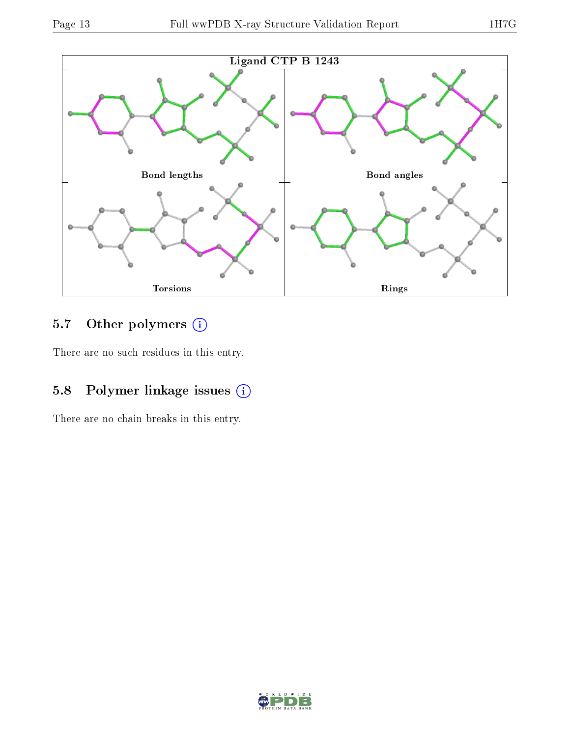Ligand CTP B 1243

Bond lengths

Bond angles

Torsions

Rings

### 5.7 Other polymers (i)

There are no such residues in this entry.

### 5.8 Polymer linkage issues (i)

There are no chain breaks in this entry.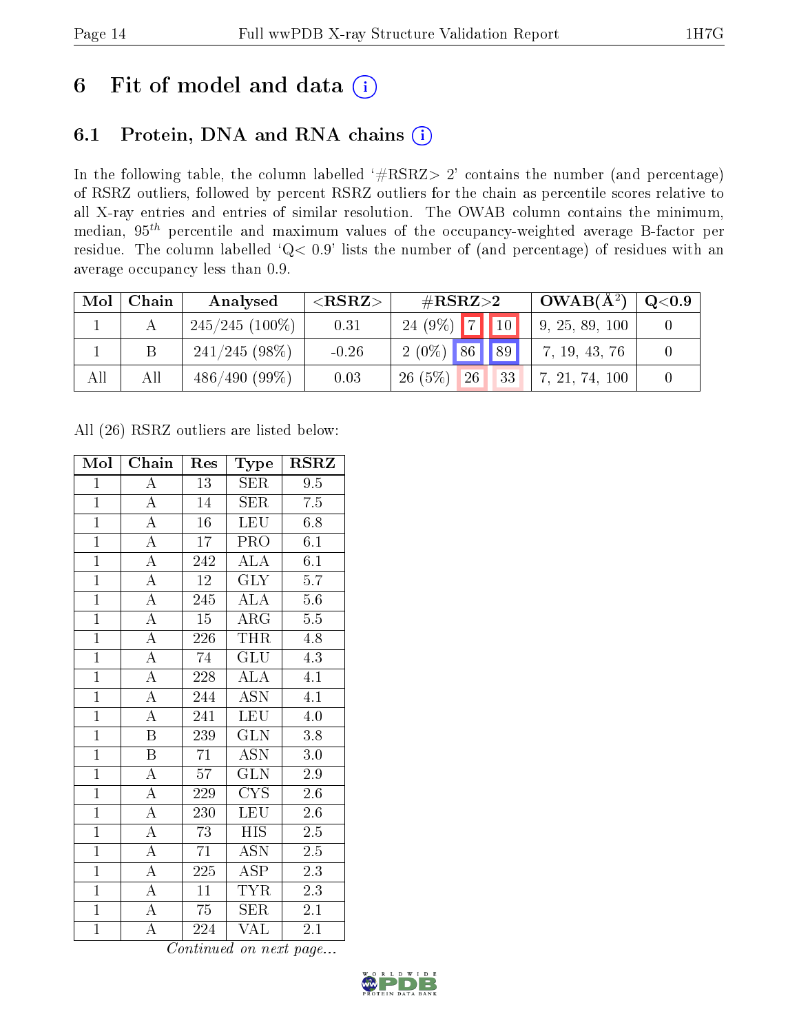# 6 Fit of model and data (i)

## 6.1 Protein, DNA and RNA chains (i)

In the following table, the column labelled '#RSRZ> 2' contains the number (and percentage) of RSRZ outliers, followed by percent RSRZ outliers for the chain as percentile scores relative to all X-ray entries and entries of similar resolution. The OWAB column contains the minimum, median, $95^{th}$ percentile and maximum values of the occupancy-weighted average B-factor per residue. The column labelled 'Q< 0.9' lists the number of (and percentage) of residues with an average occupancy less than 0.9.

| Mol | Chain | Analysed | <RSRZ> | #RSRZ>2 | | | OWAB(Å$^2$) | Q<0.9 |
|---|---|---|---|---|---|---|---|---|
| 1 | A | 245/245 (100%) | 0.31 | 24 (9%) | 7 | 10 | 9, 25, 89, 100 | 0 |
| 1 | B | 241/245 (98%) | -0.26 | 2 (0%) | 86 | 89 | 7, 19, 43, 76 | 0 |
| All | All | 486/490 (99%) | 0.03 | 26 (5%) | 26 | 33 | 7, 21, 74, 100 | 0 |

All (26) RSRZ outliers are listed below:

| Mol | Chain | Res | Type | RSRZ |
|---|---|---|---|---|
| 1 | A | 13 | SER | 9.5 |
| 1 | A | 14 | SER | 7.5 |
| 1 | A | 16 | LEU | 6.8 |
| 1 | A | 17 | PRO | 6.1 |
| 1 | A | 242 | ALA | 6.1 |
| 1 | A | 12 | GLY | 5.7 |
| 1 | A | 245 | ALA | 5.6 |
| 1 | A | 15 | ARG | 5.5 |
| 1 | A | 226 | THR | 4.8 |
| 1 | A | 74 | GLU | 4.3 |
| 1 | A | 228 | ALA | 4.1 |
| 1 | A | 244 | ASN | 4.1 |
| 1 | A | 241 | LEU | 4.0 |
| 1 | B | 239 | GLN | 3.8 |
| 1 | B | 71 | ASN | 3.0 |
| 1 | A | 57 | GLN | 2.9 |
| 1 | A | 229 | CYS | 2.6 |
| 1 | A | 230 | LEU | 2.6 |
| 1 | A | 73 | HIS | 2.5 |
| 1 | A | 71 | ASN | 2.5 |
| 1 | A | 225 | ASP | 2.3 |
| 1 | A | 11 | TYR | 2.3 |
| 1 | A | 75 | SER | 2.1 |
| 1 | A | 224 | VAL | 2.1 |

*Continued on next page...*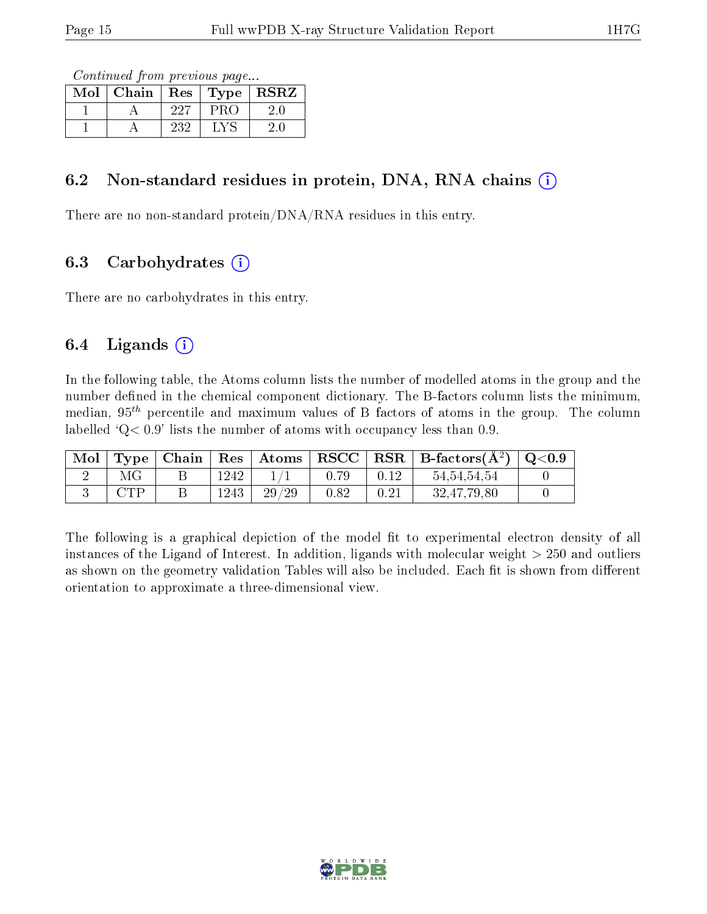*Continued from previous page...*

| Mol | Chain | Res | Type | RSRZ |
|---|---|---|---|---|
| 1 | A | 227 | PRO | 2.0 |
| 1 | A | 232 | LYS | 2.0 |

## 6.2 Non-standard residues in protein, DNA, RNA chains

There are no non-standard protein/DNA/RNA residues in this entry.

## 6.3 Carbohydrates

There are no carbohydrates in this entry.

## 6.4 Ligands

In the following table, the Atoms column lists the number of modelled atoms in the group and the number defined in the chemical component dictionary. The B-factors column lists the minimum, median, $95^{th}$ percentile and maximum values of B factors of atoms in the group. The column labelled 'Q< 0.9' lists the number of atoms with occupancy less than 0.9.

| Mol | Type | Chain | Res | Atoms | RSCC | RSR | B-factors($Å^2$) | Q<0.9 |
|---|---|---|---|---|---|---|---|---|
| 2 | MG | B | 1242 | 1/1 | 0.79 | 0.12 | 54,54,54,54 | 0 |
| 3 | CTP | B | 1243 | 29/29 | 0.82 | 0.21 | 32,47,79,80 | 0 |

The following is a graphical depiction of the model fit to experimental electron density of all instances of the Ligand of Interest. In addition, ligands with molecular weight > 250 and outliers as shown on the geometry validation Tables will also be included. Each fit is shown from different orientation to approximate a three-dimensional view.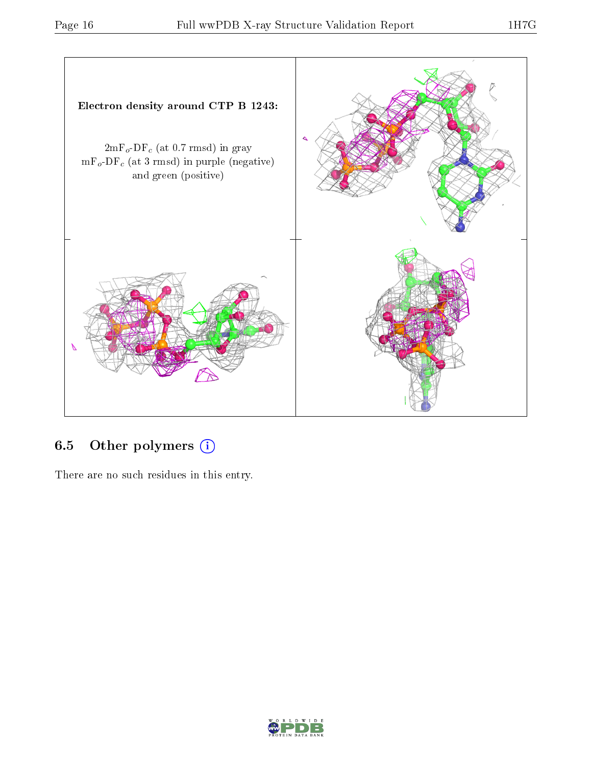**Electron density around CTP B 1243:**

$2mF_o$-$DF_c$ (at 0.7 rmsd) in gray
$mF_o$-$DF_c$ (at 3 rmsd) in purple (negative)
and green (positive)

## 6.5 Other polymers

There are no such residues in this entry.